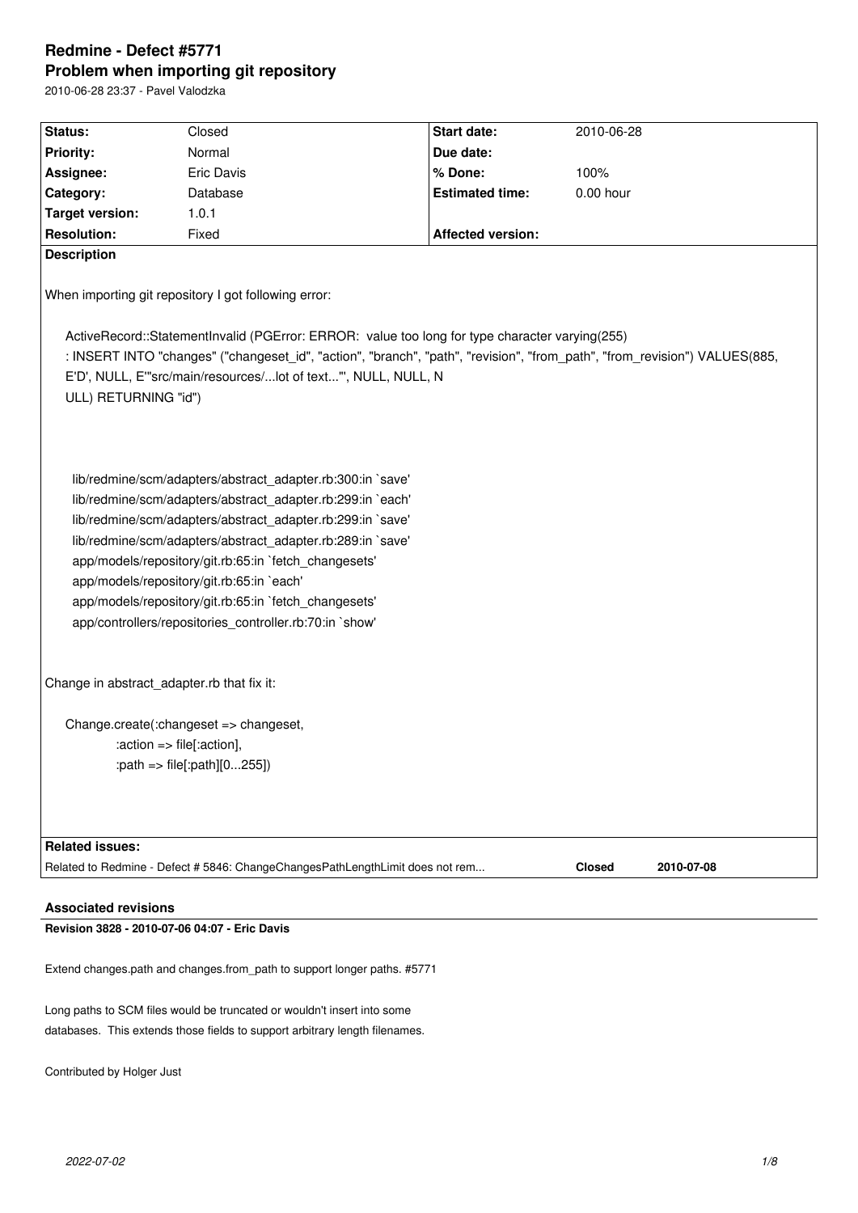# Redmine - Defect #5771

## Problem when importing git repository

2010-06-28 23:37 - Pavel Valodzka

| Status: | Closed | Start date: | 2010-06-28 |
|---|---|---|---|
| Priority: | Normal | Due date: | |
| Assignee: | Eric Davis | % Done: | 100% |
| Category: | Database | Estimated time: | 0.00 hour |
| Target version: | 1.0.1 | | |
| Resolution: | Fixed | Affected version: | |

**Description**

When importing git repository I got following error:

```
ActiveRecord::StatementInvalid (PGError: ERROR:  value too long for type character varying(255)
: INSERT INTO "changes" ("changeset_id", "action", "branch", "path", "revision", "from_path", "from_revision") VALUES(885,
E'D', NULL, E'"src/main/resources/...lot of text..."', NULL, NULL, N
ULL) RETURNING "id")



  lib/redmine/scm/adapters/abstract_adapter.rb:300:in `save'
  lib/redmine/scm/adapters/abstract_adapter.rb:299:in `each'
  lib/redmine/scm/adapters/abstract_adapter.rb:299:in `save'
  lib/redmine/scm/adapters/abstract_adapter.rb:289:in `save'
  app/models/repository/git.rb:65:in `fetch_changesets'
  app/models/repository/git.rb:65:in `each'
  app/models/repository/git.rb:65:in `fetch_changesets'
  app/controllers/repositories_controller.rb:70:in `show'
```

Change in abstract_adapter.rb that fix it:

```
Change.create(:changeset => changeset,
         :action => file[:action],
         :path => file[:path][0...255])
```

**Related issues:**

| | | |
|---|---|---|
| Related to Redmine - Defect # 5846: ChangeChangesPathLengthLimit does not rem... | **Closed** | **2010-07-08** |

### Associated revisions

**Revision 3828 - 2010-07-06 04:07 - Eric Davis**

Extend changes.path and changes.from_path to support longer paths. #5771

Long paths to SCM files would be truncated or wouldn't insert into some
databases. This extends those fields to support arbitrary length filenames.

Contributed by Holger Just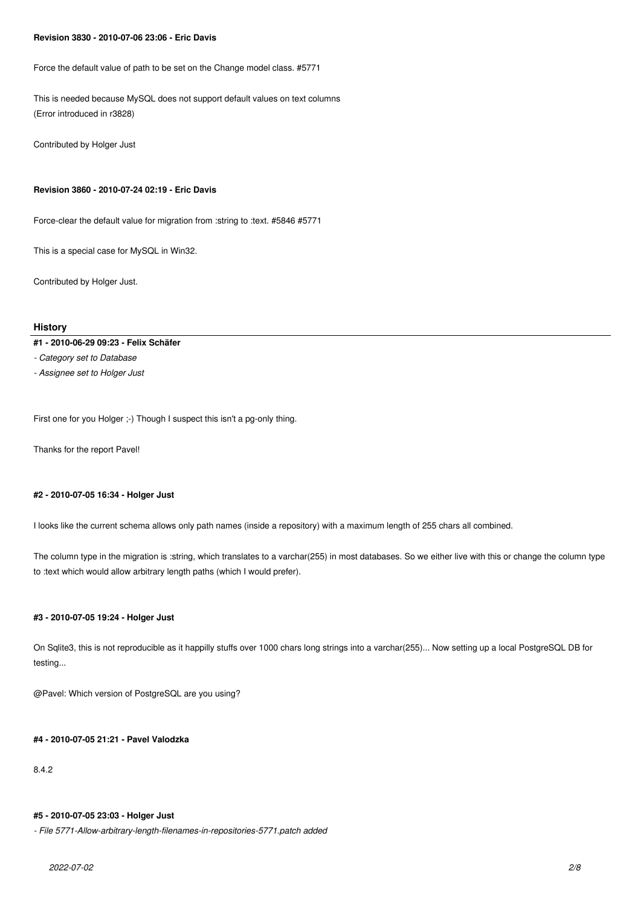**Revision 3830 - 2010-07-06 23:06 - Eric Davis**

Force the default value of path to be set on the Change model class. #5771

This is needed because MySQL does not support default values on text columns
(Error introduced in r3828)

Contributed by Holger Just

**Revision 3860 - 2010-07-24 02:19 - Eric Davis**

Force-clear the default value for migration from :string to :text. #5846 #5771

This is a special case for MySQL in Win32.

Contributed by Holger Just.

## History

**#1 - 2010-06-29 09:23 - Felix Schäfer**

*- Category set to Database*

*- Assignee set to Holger Just*

First one for you Holger ;-) Though I suspect this isn't a pg-only thing.

Thanks for the report Pavel!

**#2 - 2010-07-05 16:34 - Holger Just**

I looks like the current schema allows only path names (inside a repository) with a maximum length of 255 chars all combined.

The column type in the migration is :string, which translates to a varchar(255) in most databases. So we either live with this or change the column type to :text which would allow arbitrary length paths (which I would prefer).

**#3 - 2010-07-05 19:24 - Holger Just**

On Sqlite3, this is not reproducible as it happilly stuffs over 1000 chars long strings into a varchar(255)... Now setting up a local PostgreSQL DB for testing...

@Pavel: Which version of PostgreSQL are you using?

**#4 - 2010-07-05 21:21 - Pavel Valodzka**

8.4.2

**#5 - 2010-07-05 23:03 - Holger Just**

*- File 5771-Allow-arbitrary-length-filenames-in-repositories-5771.patch added*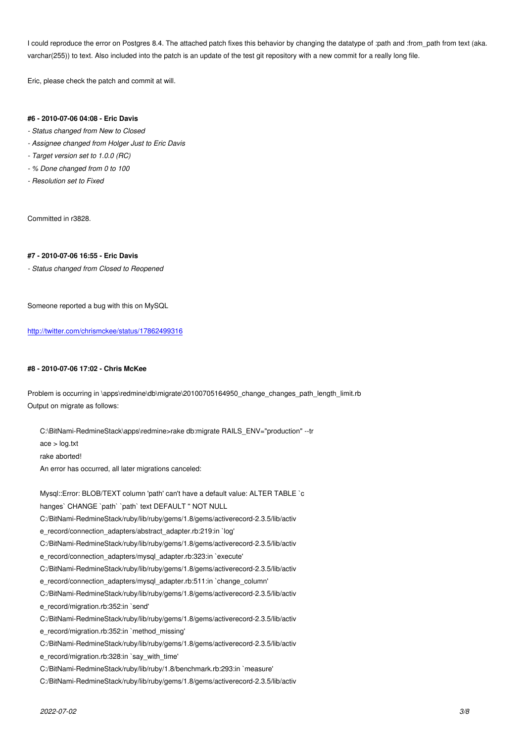I could reproduce the error on Postgres 8.4. The attached patch fixes this behavior by changing the datatype of :path and :from_path from text (aka. varchar(255)) to text. Also included into the patch is an update of the test git repository with a new commit for a really long file.

Eric, please check the patch and commit at will.

#### #6 - 2010-07-06 04:08 - Eric Davis

- *Status changed from New to Closed*
- *Assignee changed from Holger Just to Eric Davis*
- *Target version set to 1.0.0 (RC)*
- *% Done changed from 0 to 100*
- *Resolution set to Fixed*

Committed in r3828.

#### #7 - 2010-07-06 16:55 - Eric Davis

- *Status changed from Closed to Reopened*

Someone reported a bug with this on MySQL

http://twitter.com/chrismckee/status/17862499316

#### #8 - 2010-07-06 17:02 - Chris McKee

Problem is occurring in \apps\redmine\db\migrate\20100705164950_change_changes_path_length_limit.rb
Output on migrate as follows:

```
C:\BitNami-RedmineStack\apps\redmine>rake db:migrate RAILS_ENV="production" --tr
ace > log.txt
rake aborted!
An error has occurred, all later migrations canceled:

Mysql::Error: BLOB/TEXT column 'path' can't have a default value: ALTER TABLE `c
hanges` CHANGE `path` `path` text DEFAULT '' NOT NULL
C:/BitNami-RedmineStack/ruby/lib/ruby/gems/1.8/gems/activerecord-2.3.5/lib/activ
e_record/connection_adapters/abstract_adapter.rb:219:in `log'
C:/BitNami-RedmineStack/ruby/lib/ruby/gems/1.8/gems/activerecord-2.3.5/lib/activ
e_record/connection_adapters/mysql_adapter.rb:323:in `execute'
C:/BitNami-RedmineStack/ruby/lib/ruby/gems/1.8/gems/activerecord-2.3.5/lib/activ
e_record/connection_adapters/mysql_adapter.rb:511:in `change_column'
C:/BitNami-RedmineStack/ruby/lib/ruby/gems/1.8/gems/activerecord-2.3.5/lib/activ
e_record/migration.rb:352:in `send'
C:/BitNami-RedmineStack/ruby/lib/ruby/gems/1.8/gems/activerecord-2.3.5/lib/activ
e_record/migration.rb:352:in `method_missing'
C:/BitNami-RedmineStack/ruby/lib/ruby/gems/1.8/gems/activerecord-2.3.5/lib/activ
e_record/migration.rb:328:in `say_with_time'
C:/BitNami-RedmineStack/ruby/lib/ruby/1.8/benchmark.rb:293:in `measure'
C:/BitNami-RedmineStack/ruby/lib/ruby/gems/1.8/gems/activerecord-2.3.5/lib/activ
```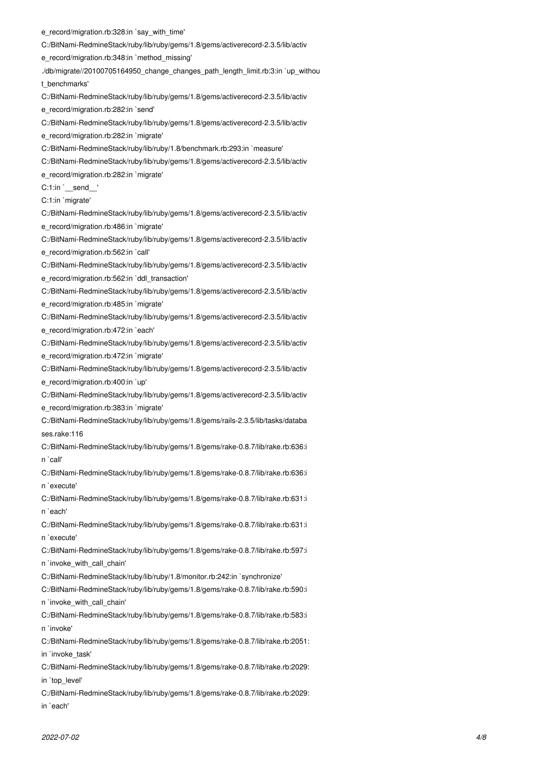```
e_record/migration.rb:328:in `say_with_time'
C:/BitNami-RedmineStack/ruby/lib/ruby/gems/1.8/gems/activerecord-2.3.5/lib/activ
e_record/migration.rb:348:in `method_missing'
./db/migrate//20100705164950_change_changes_path_length_limit.rb:3:in `up_withou
t_benchmarks'
C:/BitNami-RedmineStack/ruby/lib/ruby/gems/1.8/gems/activerecord-2.3.5/lib/activ
e_record/migration.rb:282:in `send'
C:/BitNami-RedmineStack/ruby/lib/ruby/gems/1.8/gems/activerecord-2.3.5/lib/activ
e_record/migration.rb:282:in `migrate'
C:/BitNami-RedmineStack/ruby/lib/ruby/1.8/benchmark.rb:293:in `measure'
C:/BitNami-RedmineStack/ruby/lib/ruby/gems/1.8/gems/activerecord-2.3.5/lib/activ
e_record/migration.rb:282:in `migrate'
C:1:in `__send__'
C:1:in `migrate'
C:/BitNami-RedmineStack/ruby/lib/ruby/gems/1.8/gems/activerecord-2.3.5/lib/activ
e_record/migration.rb:486:in `migrate'
C:/BitNami-RedmineStack/ruby/lib/ruby/gems/1.8/gems/activerecord-2.3.5/lib/activ
e_record/migration.rb:562:in `call'
C:/BitNami-RedmineStack/ruby/lib/ruby/gems/1.8/gems/activerecord-2.3.5/lib/activ
e_record/migration.rb:562:in `ddl_transaction'
C:/BitNami-RedmineStack/ruby/lib/ruby/gems/1.8/gems/activerecord-2.3.5/lib/activ
e_record/migration.rb:485:in `migrate'
C:/BitNami-RedmineStack/ruby/lib/ruby/gems/1.8/gems/activerecord-2.3.5/lib/activ
e_record/migration.rb:472:in `each'
C:/BitNami-RedmineStack/ruby/lib/ruby/gems/1.8/gems/activerecord-2.3.5/lib/activ
e_record/migration.rb:472:in `migrate'
C:/BitNami-RedmineStack/ruby/lib/ruby/gems/1.8/gems/activerecord-2.3.5/lib/activ
e_record/migration.rb:400:in `up'
C:/BitNami-RedmineStack/ruby/lib/ruby/gems/1.8/gems/activerecord-2.3.5/lib/activ
e_record/migration.rb:383:in `migrate'
C:/BitNami-RedmineStack/ruby/lib/ruby/gems/1.8/gems/rails-2.3.5/lib/tasks/databa
ses.rake:116
C:/BitNami-RedmineStack/ruby/lib/ruby/gems/1.8/gems/rake-0.8.7/lib/rake.rb:636:i
n `call'
C:/BitNami-RedmineStack/ruby/lib/ruby/gems/1.8/gems/rake-0.8.7/lib/rake.rb:636:i
n `execute'
C:/BitNami-RedmineStack/ruby/lib/ruby/gems/1.8/gems/rake-0.8.7/lib/rake.rb:631:i
n `each'
C:/BitNami-RedmineStack/ruby/lib/ruby/gems/1.8/gems/rake-0.8.7/lib/rake.rb:631:i
n `execute'
C:/BitNami-RedmineStack/ruby/lib/ruby/gems/1.8/gems/rake-0.8.7/lib/rake.rb:597:i
n `invoke_with_call_chain'
C:/BitNami-RedmineStack/ruby/lib/ruby/1.8/monitor.rb:242:in `synchronize'
C:/BitNami-RedmineStack/ruby/lib/ruby/gems/1.8/gems/rake-0.8.7/lib/rake.rb:590:i
n `invoke_with_call_chain'
C:/BitNami-RedmineStack/ruby/lib/ruby/gems/1.8/gems/rake-0.8.7/lib/rake.rb:583:i
n `invoke'
C:/BitNami-RedmineStack/ruby/lib/ruby/gems/1.8/gems/rake-0.8.7/lib/rake.rb:2051:
in `invoke_task'
C:/BitNami-RedmineStack/ruby/lib/ruby/gems/1.8/gems/rake-0.8.7/lib/rake.rb:2029:
in `top_level'
C:/BitNami-RedmineStack/ruby/lib/ruby/gems/1.8/gems/rake-0.8.7/lib/rake.rb:2029:
in `each'
```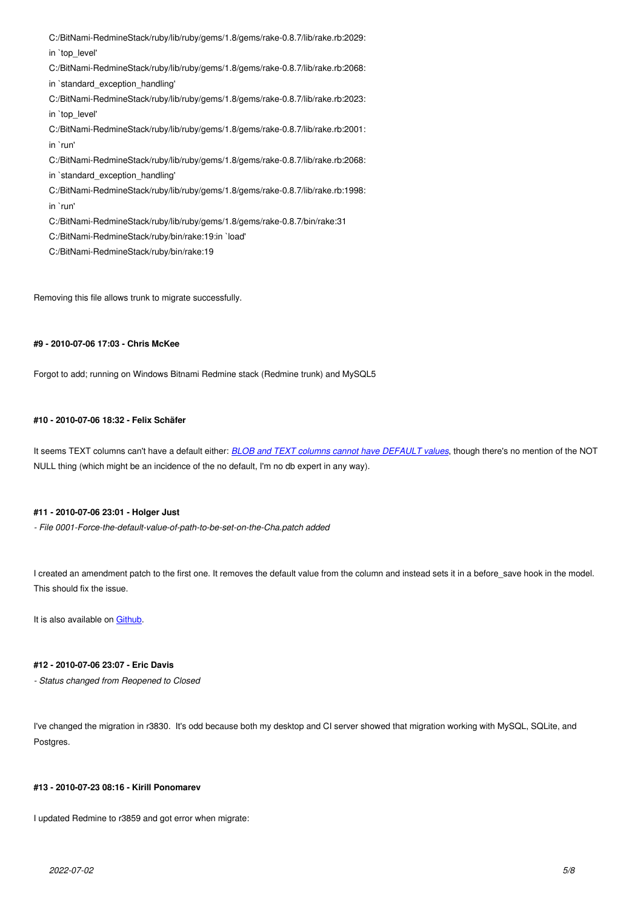```
C:/BitNami-RedmineStack/ruby/lib/ruby/gems/1.8/gems/rake-0.8.7/lib/rake.rb:2029:
in `top_level'
C:/BitNami-RedmineStack/ruby/lib/ruby/gems/1.8/gems/rake-0.8.7/lib/rake.rb:2068:
in `standard_exception_handling'
C:/BitNami-RedmineStack/ruby/lib/ruby/gems/1.8/gems/rake-0.8.7/lib/rake.rb:2023:
in `top_level'
C:/BitNami-RedmineStack/ruby/lib/ruby/gems/1.8/gems/rake-0.8.7/lib/rake.rb:2001:
in `run'
C:/BitNami-RedmineStack/ruby/lib/ruby/gems/1.8/gems/rake-0.8.7/lib/rake.rb:2068:
in `standard_exception_handling'
C:/BitNami-RedmineStack/ruby/lib/ruby/gems/1.8/gems/rake-0.8.7/lib/rake.rb:1998:
in `run'
C:/BitNami-RedmineStack/ruby/lib/ruby/gems/1.8/gems/rake-0.8.7/bin/rake:31
C:/BitNami-RedmineStack/ruby/bin/rake:19:in `load'
C:/BitNami-RedmineStack/ruby/bin/rake:19
```

Removing this file allows trunk to migrate successfully.

#### #9 - 2010-07-06 17:03 - Chris McKee

Forgot to add; running on Windows Bitnami Redmine stack (Redmine trunk) and MySQL5

#### #10 - 2010-07-06 18:32 - Felix Schäfer

It seems TEXT columns can't have a default either: *BLOB and TEXT columns cannot have DEFAULT values*, though there's no mention of the NOT NULL thing (which might be an incidence of the no default, I'm no db expert in any way).

#### #11 - 2010-07-06 23:01 - Holger Just

*- File 0001-Force-the-default-value-of-path-to-be-set-on-the-Cha.patch added*

I created an amendment patch to the first one. It removes the default value from the column and instead sets it in a before_save hook in the model. This should fix the issue.

It is also available on Github.

#### #12 - 2010-07-06 23:07 - Eric Davis

*- Status changed from Reopened to Closed*

I've changed the migration in r3830. It's odd because both my desktop and CI server showed that migration working with MySQL, SQLite, and Postgres.

#### #13 - 2010-07-23 08:16 - Kirill Ponomarev

I updated Redmine to r3859 and got error when migrate: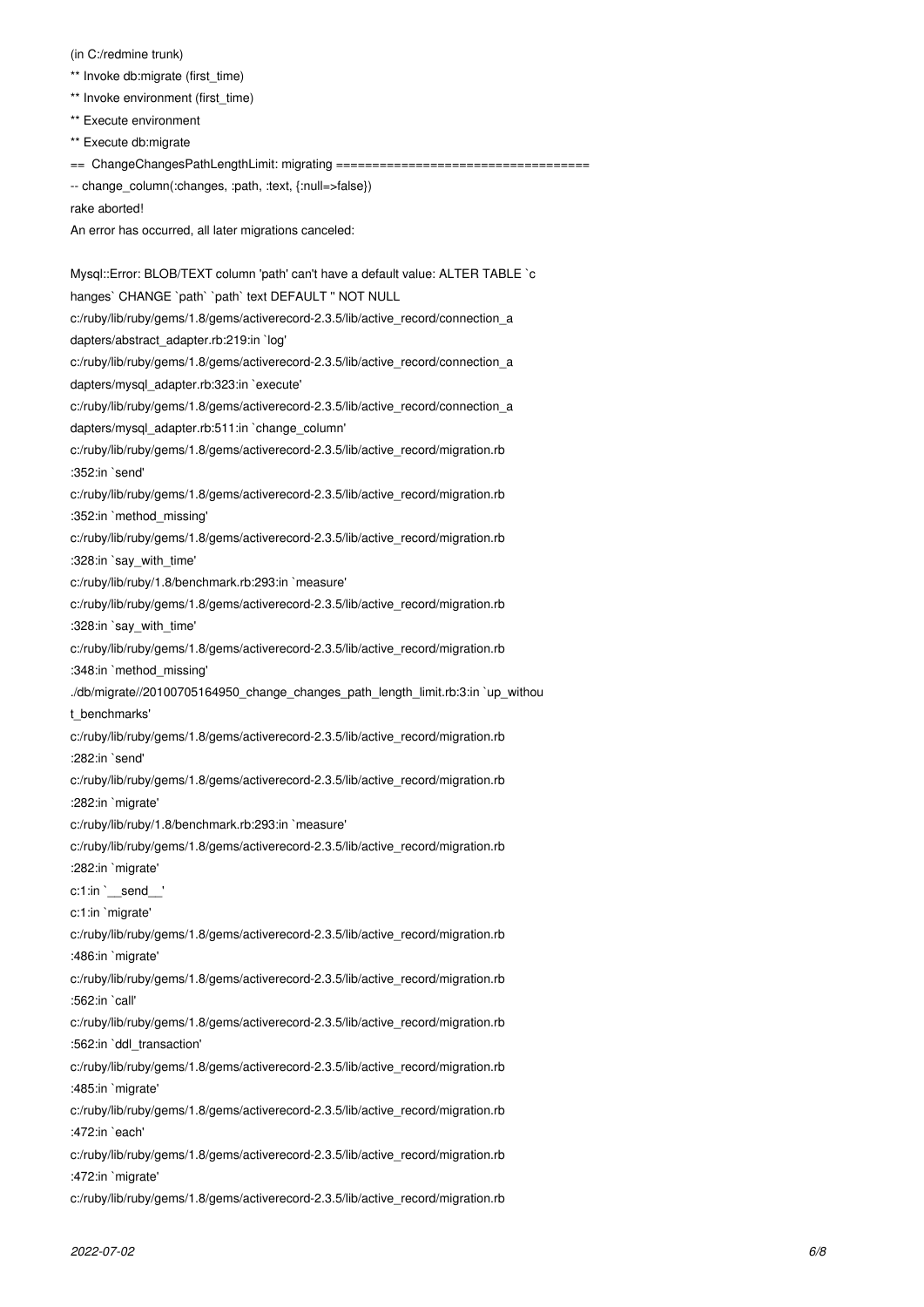```
(in C:/redmine trunk)
** Invoke db:migrate (first_time)
** Invoke environment (first_time)
** Execute environment
** Execute db:migrate
==  ChangeChangesPathLengthLimit: migrating ====================================
-- change_column(:changes, :path, :text, {:null=>false})
rake aborted!
An error has occurred, all later migrations canceled:

Mysql::Error: BLOB/TEXT column 'path' can't have a default value: ALTER TABLE `c
hanges` CHANGE `path` `path` text DEFAULT '' NOT NULL
c:/ruby/lib/ruby/gems/1.8/gems/activerecord-2.3.5/lib/active_record/connection_a
dapters/abstract_adapter.rb:219:in `log'
c:/ruby/lib/ruby/gems/1.8/gems/activerecord-2.3.5/lib/active_record/connection_a
dapters/mysql_adapter.rb:323:in `execute'
c:/ruby/lib/ruby/gems/1.8/gems/activerecord-2.3.5/lib/active_record/connection_a
dapters/mysql_adapter.rb:511:in `change_column'
c:/ruby/lib/ruby/gems/1.8/gems/activerecord-2.3.5/lib/active_record/migration.rb
:352:in `send'
c:/ruby/lib/ruby/gems/1.8/gems/activerecord-2.3.5/lib/active_record/migration.rb
:352:in `method_missing'
c:/ruby/lib/ruby/gems/1.8/gems/activerecord-2.3.5/lib/active_record/migration.rb
:328:in `say_with_time'
c:/ruby/lib/ruby/1.8/benchmark.rb:293:in `measure'
c:/ruby/lib/ruby/gems/1.8/gems/activerecord-2.3.5/lib/active_record/migration.rb
:328:in `say_with_time'
c:/ruby/lib/ruby/gems/1.8/gems/activerecord-2.3.5/lib/active_record/migration.rb
:348:in `method_missing'
./db/migrate//20100705164950_change_changes_path_length_limit.rb:3:in `up_withou
t_benchmarks'
c:/ruby/lib/ruby/gems/1.8/gems/activerecord-2.3.5/lib/active_record/migration.rb
:282:in `send'
c:/ruby/lib/ruby/gems/1.8/gems/activerecord-2.3.5/lib/active_record/migration.rb
:282:in `migrate'
c:/ruby/lib/ruby/1.8/benchmark.rb:293:in `measure'
c:/ruby/lib/ruby/gems/1.8/gems/activerecord-2.3.5/lib/active_record/migration.rb
:282:in `migrate'
c:1:in `__send__'
c:1:in `migrate'
c:/ruby/lib/ruby/gems/1.8/gems/activerecord-2.3.5/lib/active_record/migration.rb
:486:in `migrate'
c:/ruby/lib/ruby/gems/1.8/gems/activerecord-2.3.5/lib/active_record/migration.rb
:562:in `call'
c:/ruby/lib/ruby/gems/1.8/gems/activerecord-2.3.5/lib/active_record/migration.rb
:562:in `ddl_transaction'
c:/ruby/lib/ruby/gems/1.8/gems/activerecord-2.3.5/lib/active_record/migration.rb
:485:in `migrate'
c:/ruby/lib/ruby/gems/1.8/gems/activerecord-2.3.5/lib/active_record/migration.rb
:472:in `each'
c:/ruby/lib/ruby/gems/1.8/gems/activerecord-2.3.5/lib/active_record/migration.rb
:472:in `migrate'
c:/ruby/lib/ruby/gems/1.8/gems/activerecord-2.3.5/lib/active_record/migration.rb
```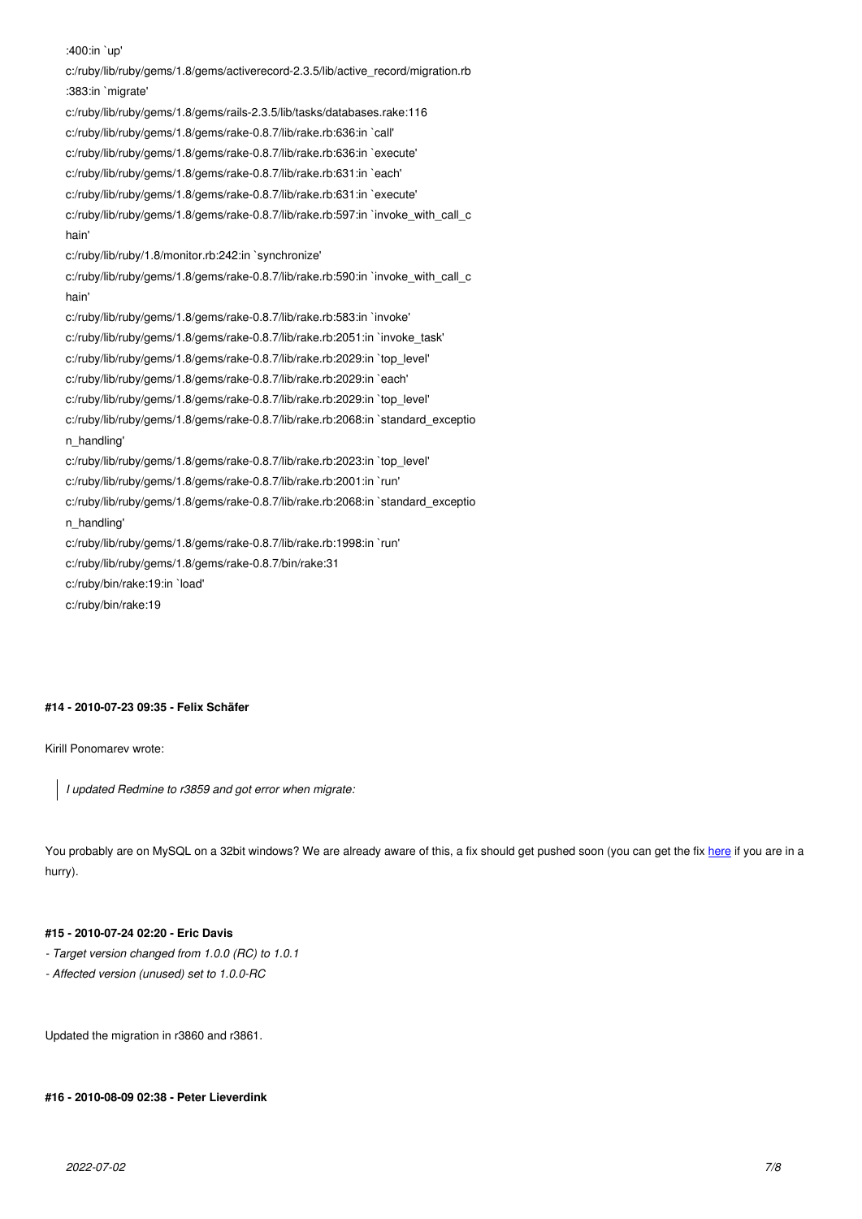```
:400:in `up'
c:/ruby/lib/ruby/gems/1.8/gems/activerecord-2.3.5/lib/active_record/migration.rb
:383:in `migrate'
c:/ruby/lib/ruby/gems/1.8/gems/rails-2.3.5/lib/tasks/databases.rake:116
c:/ruby/lib/ruby/gems/1.8/gems/rake-0.8.7/lib/rake.rb:636:in `call'
c:/ruby/lib/ruby/gems/1.8/gems/rake-0.8.7/lib/rake.rb:636:in `execute'
c:/ruby/lib/ruby/gems/1.8/gems/rake-0.8.7/lib/rake.rb:631:in `each'
c:/ruby/lib/ruby/gems/1.8/gems/rake-0.8.7/lib/rake.rb:631:in `execute'
c:/ruby/lib/ruby/gems/1.8/gems/rake-0.8.7/lib/rake.rb:597:in `invoke_with_call_c
hain'
c:/ruby/lib/ruby/1.8/monitor.rb:242:in `synchronize'
c:/ruby/lib/ruby/gems/1.8/gems/rake-0.8.7/lib/rake.rb:590:in `invoke_with_call_c
hain'
c:/ruby/lib/ruby/gems/1.8/gems/rake-0.8.7/lib/rake.rb:583:in `invoke'
c:/ruby/lib/ruby/gems/1.8/gems/rake-0.8.7/lib/rake.rb:2051:in `invoke_task'
c:/ruby/lib/ruby/gems/1.8/gems/rake-0.8.7/lib/rake.rb:2029:in `top_level'
c:/ruby/lib/ruby/gems/1.8/gems/rake-0.8.7/lib/rake.rb:2029:in `each'
c:/ruby/lib/ruby/gems/1.8/gems/rake-0.8.7/lib/rake.rb:2029:in `top_level'
c:/ruby/lib/ruby/gems/1.8/gems/rake-0.8.7/lib/rake.rb:2068:in `standard_exceptio
n_handling'
c:/ruby/lib/ruby/gems/1.8/gems/rake-0.8.7/lib/rake.rb:2023:in `top_level'
c:/ruby/lib/ruby/gems/1.8/gems/rake-0.8.7/lib/rake.rb:2001:in `run'
c:/ruby/lib/ruby/gems/1.8/gems/rake-0.8.7/lib/rake.rb:2068:in `standard_exceptio
n_handling'
c:/ruby/lib/ruby/gems/1.8/gems/rake-0.8.7/lib/rake.rb:1998:in `run'
c:/ruby/lib/ruby/gems/1.8/gems/rake-0.8.7/bin/rake:31
c:/ruby/bin/rake:19:in `load'
c:/ruby/bin/rake:19
```

#### #14 - 2010-07-23 09:35 - Felix Schäfer

Kirill Ponomarev wrote:

> *I updated Redmine to r3859 and got error when migrate:*

You probably are on MySQL on a 32bit windows? We are already aware of this, a fix should get pushed soon (you can get the fix here if you are in a hurry).

#### #15 - 2010-07-24 02:20 - Eric Davis

- *Target version changed from 1.0.0 (RC) to 1.0.1*
- *Affected version (unused) set to 1.0.0-RC*

Updated the migration in r3860 and r3861.

#### #16 - 2010-08-09 02:38 - Peter Lieverdink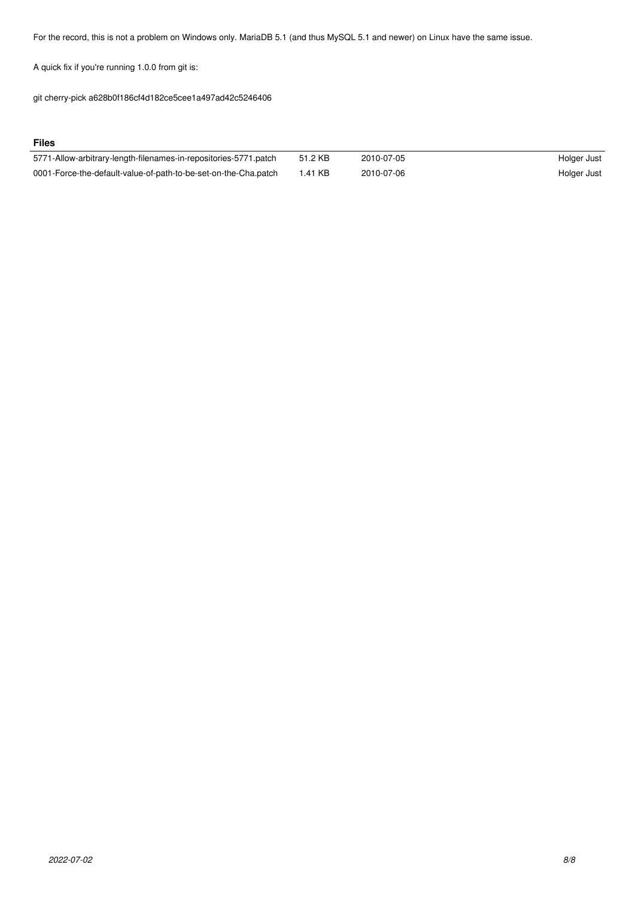For the record, this is not a problem on Windows only. MariaDB 5.1 (and thus MySQL 5.1 and newer) on Linux have the same issue.

A quick fix if you're running 1.0.0 from git is:

```
git cherry-pick a628b0f186cf4d182ce5cee1a497ad42c5246406
```

**Files**

| | | | |
|---|---|---|---|
| 5771-Allow-arbitrary-length-filenames-in-repositories-5771.patch | 51.2 KB | 2010-07-05 | Holger Just |
| 0001-Force-the-default-value-of-path-to-be-set-on-the-Cha.patch | 1.41 KB | 2010-07-06 | Holger Just |